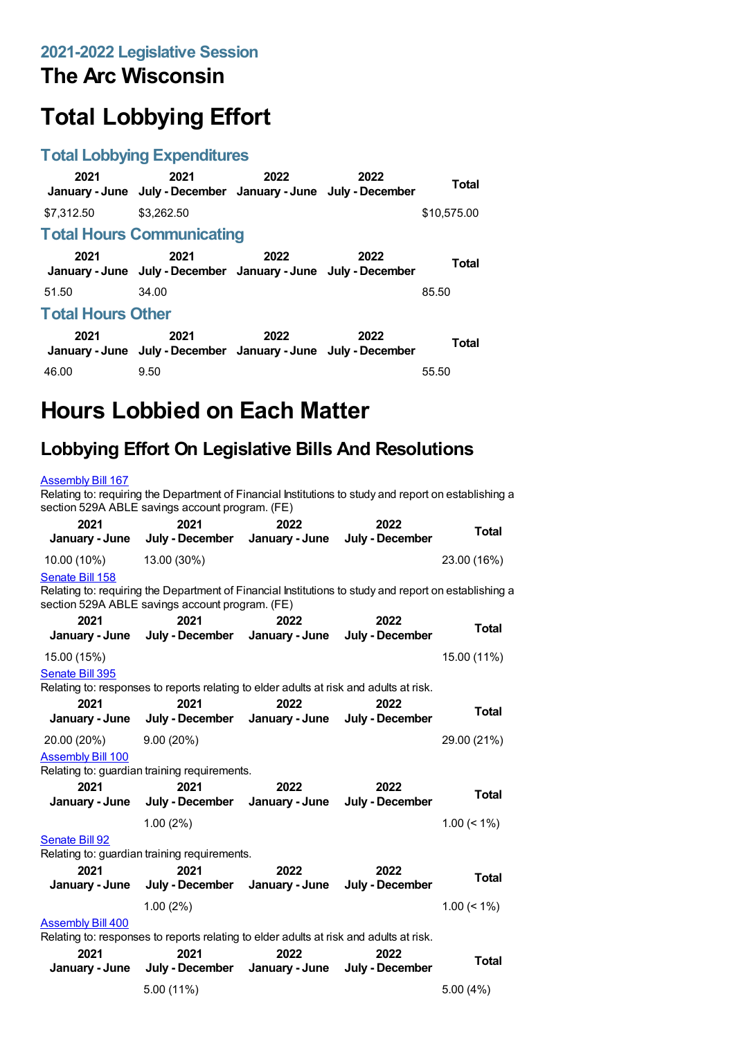## 2021-2022 Legislative Session

# The Arc Wisconsin

# Total Lobbying Effort

## Total Lobbying Expenditures

| 2021 January - June | 2021 July - December | 2022 January - June | 2022 July - December | Total |
|---|---|---|---|---|
| $7,312.50 | $3,262.50 | | | $10,575.00 |

## Total Hours Communicating

| 2021 January - June | 2021 July - December | 2022 January - June | 2022 July - December | Total |
|---|---|---|---|---|
| 51.50 | 34.00 | | | 85.50 |

## Total Hours Other

| 2021 January - June | 2021 July - December | 2022 January - June | 2022 July - December | Total |
|---|---|---|---|---|
| 46.00 | 9.50 | | | 55.50 |

# Hours Lobbied on Each Matter

## Lobbying Effort On Legislative Bills And Resolutions

Assembly Bill 167

Relating to: requiring the Department of Financial Institutions to study and report on establishing a section 529A ABLE savings account program. (FE)

| 2021 January - June | 2021 July - December | 2022 January - June | 2022 July - December | Total |
|---|---|---|---|---|
| 10.00 (10%) | 13.00 (30%) | | | 23.00 (16%) |

Senate Bill 158

Relating to: requiring the Department of Financial Institutions to study and report on establishing a section 529A ABLE savings account program. (FE)

| 2021 January - June | 2021 July - December | 2022 January - June | 2022 July - December | Total |
|---|---|---|---|---|
| 15.00 (15%) | | | | 15.00 (11%) |

Senate Bill 395

Relating to: responses to reports relating to elder adults at risk and adults at risk.

| 2021 January - June | 2021 July - December | 2022 January - June | 2022 July - December | Total |
|---|---|---|---|---|
| 20.00 (20%) | 9.00 (20%) | | | 29.00 (21%) |

Assembly Bill 100

Relating to: guardian training requirements.

| 2021 January - June | 2021 July - December | 2022 January - June | 2022 July - December | Total |
|---|---|---|---|---|
| | 1.00 (2%) | | | 1.00 (< 1%) |

Senate Bill 92

Relating to: guardian training requirements.

| 2021 January - June | 2021 July - December | 2022 January - June | 2022 July - December | Total |
|---|---|---|---|---|
| | 1.00 (2%) | | | 1.00 (< 1%) |

Assembly Bill 400

Relating to: responses to reports relating to elder adults at risk and adults at risk.

| 2021 January - June | 2021 July - December | 2022 January - June | 2022 July - December | Total |
|---|---|---|---|---|
| | 5.00 (11%) | | | 5.00 (4%) |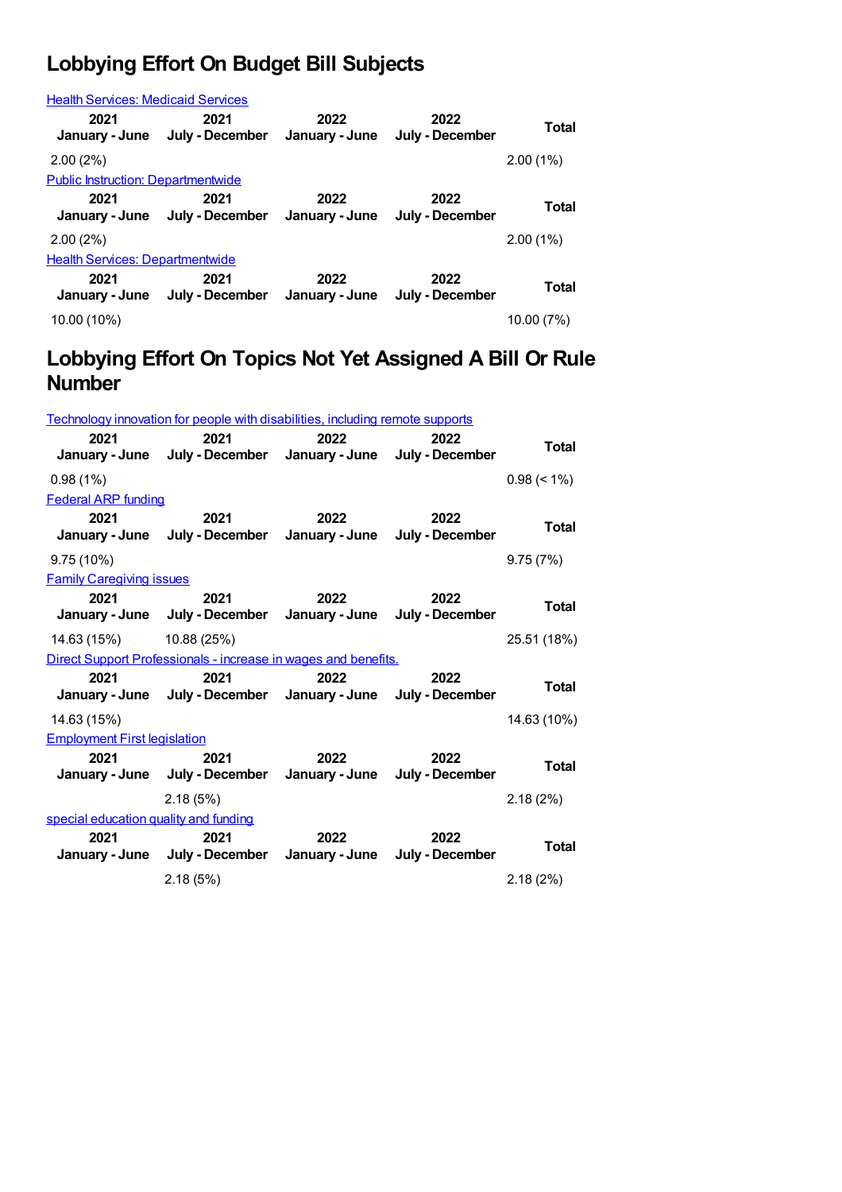## Lobbying Effort On Budget Bill Subjects

Health Services: Medicaid Services

| 2021 January - June | 2021 July - December | 2022 January - June | 2022 July - December | Total |
|---|---|---|---|---|
| 2.00 (2%) | | | | 2.00 (1%) |

Public Instruction: Departmentwide

| 2021 January - June | 2021 July - December | 2022 January - June | 2022 July - December | Total |
|---|---|---|---|---|
| 2.00 (2%) | | | | 2.00 (1%) |

Health Services: Departmentwide

| 2021 January - June | 2021 July - December | 2022 January - June | 2022 July - December | Total |
|---|---|---|---|---|
| 10.00 (10%) | | | | 10.00 (7%) |

## Lobbying Effort On Topics Not Yet Assigned A Bill Or Rule Number

Technology innovation for people with disabilities, including remote supports

| 2021 January - June | 2021 July - December | 2022 January - June | 2022 July - December | Total |
|---|---|---|---|---|
| 0.98 (1%) | | | | 0.98 (< 1%) |

Federal ARP funding

| 2021 January - June | 2021 July - December | 2022 January - June | 2022 July - December | Total |
|---|---|---|---|---|
| 9.75 (10%) | | | | 9.75 (7%) |

Family Caregiving issues

| 2021 January - June | 2021 July - December | 2022 January - June | 2022 July - December | Total |
|---|---|---|---|---|
| 14.63 (15%) | 10.88 (25%) | | | 25.51 (18%) |

Direct Support Professionals - increase in wages and benefits.

| 2021 January - June | 2021 July - December | 2022 January - June | 2022 July - December | Total |
|---|---|---|---|---|
| 14.63 (15%) | | | | 14.63 (10%) |

Employment First legislation

| 2021 January - June | 2021 July - December | 2022 January - June | 2022 July - December | Total |
|---|---|---|---|---|
| | 2.18 (5%) | | | 2.18 (2%) |

special education quality and funding

| 2021 January - June | 2021 July - December | 2022 January - June | 2022 July - December | Total |
|---|---|---|---|---|
| | 2.18 (5%) | | | 2.18 (2%) |